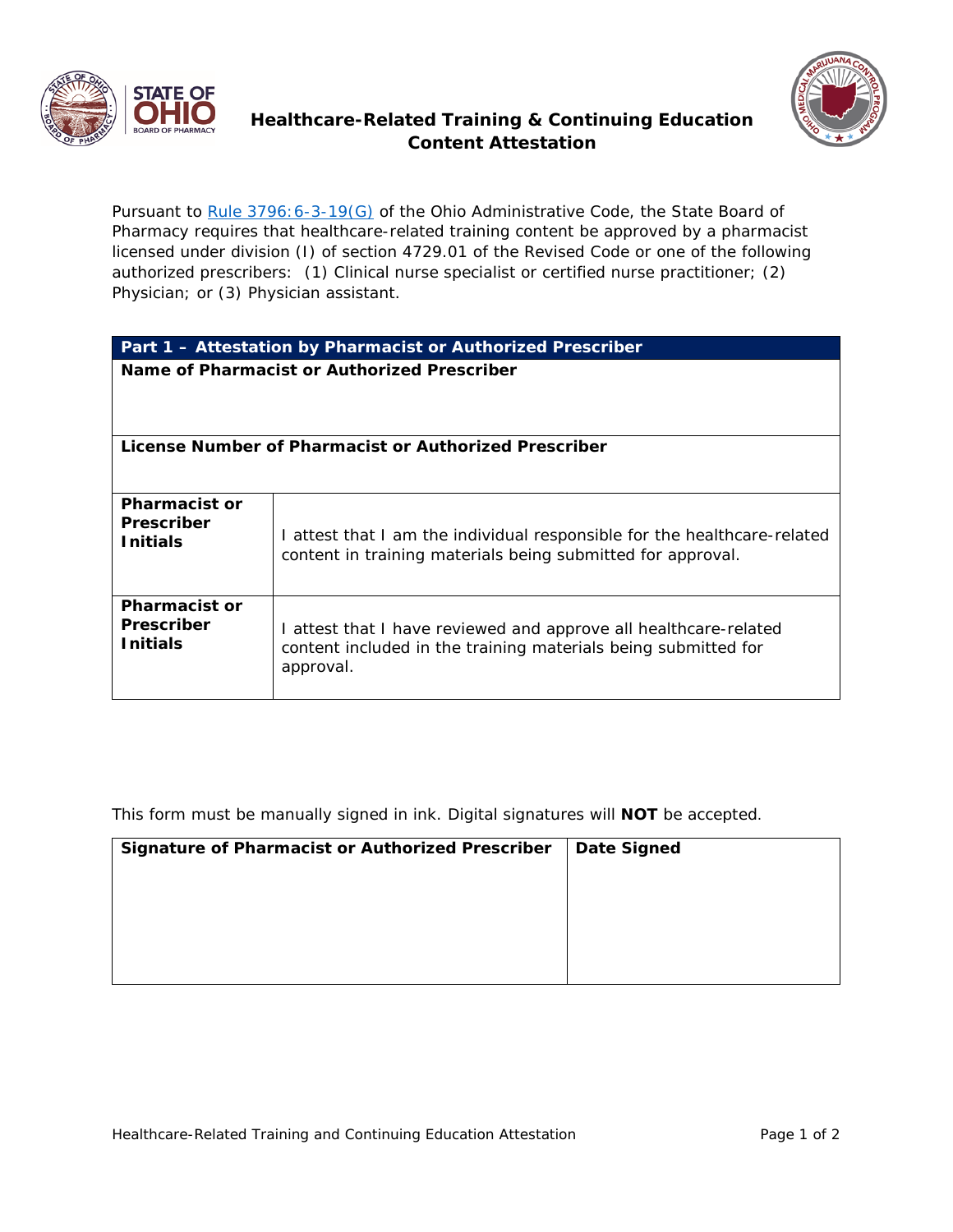# Healthcare-Related Training & Continuing Education Content Attestation

Pursuant to [Rule 3796:6-3-19(G)] of the Ohio Administrative Code, the State Board of Pharmacy requires that healthcare-related training content be approved by a pharmacist licensed under division (I) of section 4729.01 of the Revised Code or one of the following authorized prescribers: (1) Clinical nurse specialist or certified nurse practitioner; (2) Physician; or (3) Physician assistant.

| **Part 1 – Attestation by Pharmacist or Authorized Prescriber** | |
|---|---|
| **Name of Pharmacist or Authorized Prescriber** | |
| **License Number of Pharmacist or Authorized Prescriber** | |
| **Pharmacist or Prescriber Initials** | I attest that I am the individual responsible for the healthcare-related content in training materials being submitted for approval. |
| **Pharmacist or Prescriber Initials** | I attest that I have reviewed and approve all healthcare-related content included in the training materials being submitted for approval. |

This form must be manually signed in ink. Digital signatures will **NOT** be accepted.

| **Signature of Pharmacist or Authorized Prescriber** | **Date Signed** |
|---|---|
| | |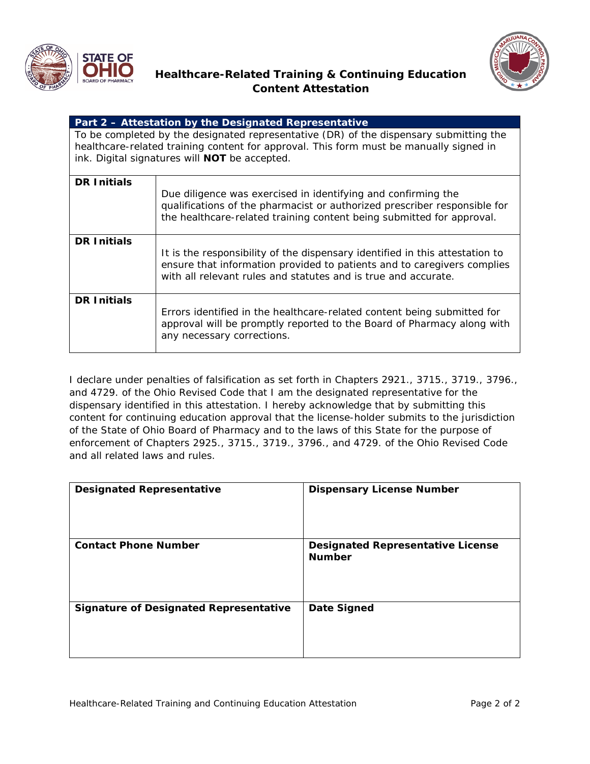# Healthcare-Related Training & Continuing Education Content Attestation

| **Part 2 – Attestation by the Designated Representative** | |
|---|---|
| To be completed by the designated representative (DR) of the dispensary submitting the healthcare-related training content for approval. This form must be manually signed in ink. Digital signatures will **NOT** be accepted. | |
| **DR Initials** | Due diligence was exercised in identifying and confirming the qualifications of the pharmacist or authorized prescriber responsible for the healthcare-related training content being submitted for approval. |
| **DR Initials** | It is the responsibility of the dispensary identified in this attestation to ensure that information provided to patients and to caregivers complies with all relevant rules and statutes and is true and accurate. |
| **DR Initials** | Errors identified in the healthcare-related content being submitted for approval will be promptly reported to the Board of Pharmacy along with any necessary corrections. |

I declare under penalties of falsification as set forth in Chapters 2921., 3715., 3719., 3796., and 4729. of the Ohio Revised Code that I am the designated representative for the dispensary identified in this attestation. I hereby acknowledge that by submitting this content for continuing education approval that the license-holder submits to the jurisdiction of the State of Ohio Board of Pharmacy and to the laws of this State for the purpose of enforcement of Chapters 2925., 3715., 3719., 3796., and 4729. of the Ohio Revised Code and all related laws and rules.

| | |
|---|---|
| **Designated Representative** | **Dispensary License Number** |
| **Contact Phone Number** | **Designated Representative License Number** |
| **Signature of Designated Representative** | **Date Signed** |